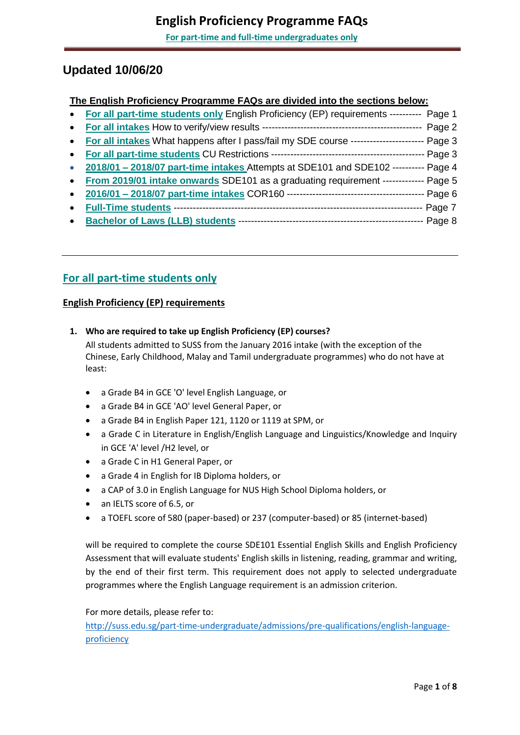# English Proficiency Programme FAQs

**For part-time and full-time undergraduates only**

## Updated 10/06/20

**The English Proficiency Programme FAQs are divided into the sections below:**

- **For all part-time students only** English Proficiency (EP) requirements ---------- Page 1
- **For all intakes** How to verify/view results ------------------------------------------------ Page 2
- **For all intakes** What happens after I pass/fail my SDE course ---------------------- Page 3
- **For all part-time students** CU Restrictions ----------------------------------------------- Page 3
- **2018/01 – 2018/07 part-time intakes** Attempts at SDE101 and SDE102 ---------- Page 4
- **From 2019/01 intake onwards** SDE101 as a graduating requirement ------------ Page 5
- **2016/01 – 2018/07 part-time intakes** COR160 ------------------------------------------ Page 6
- **Full-Time students** ---------------------------------------------------------------------------- Page 7
- **Bachelor of Laws (LLB) students** -------------------------------------------------------- Page 8

---

## For all part-time students only

### English Proficiency (EP) requirements

1. **Who are required to take up English Proficiency (EP) courses?**

   All students admitted to SUSS from the January 2016 intake (with the exception of the Chinese, Early Childhood, Malay and Tamil undergraduate programmes) who do not have at least:

   - a Grade B4 in GCE 'O' level English Language, or
   - a Grade B4 in GCE 'AO' level General Paper, or
   - a Grade B4 in English Paper 121, 1120 or 1119 at SPM, or
   - a Grade C in Literature in English/English Language and Linguistics/Knowledge and Inquiry in GCE 'A' level /H2 level, or
   - a Grade C in H1 General Paper, or
   - a Grade 4 in English for IB Diploma holders, or
   - a CAP of 3.0 in English Language for NUS High School Diploma holders, or
   - an IELTS score of 6.5, or
   - a TOEFL score of 580 (paper-based) or 237 (computer-based) or 85 (internet-based)

   will be required to complete the course SDE101 Essential English Skills and English Proficiency Assessment that will evaluate students' English skills in listening, reading, grammar and writing, by the end of their first term. This requirement does not apply to selected undergraduate programmes where the English Language requirement is an admission criterion.

   For more details, please refer to:
   http://suss.edu.sg/part-time-undergraduate/admissions/pre-qualifications/english-language-proficiency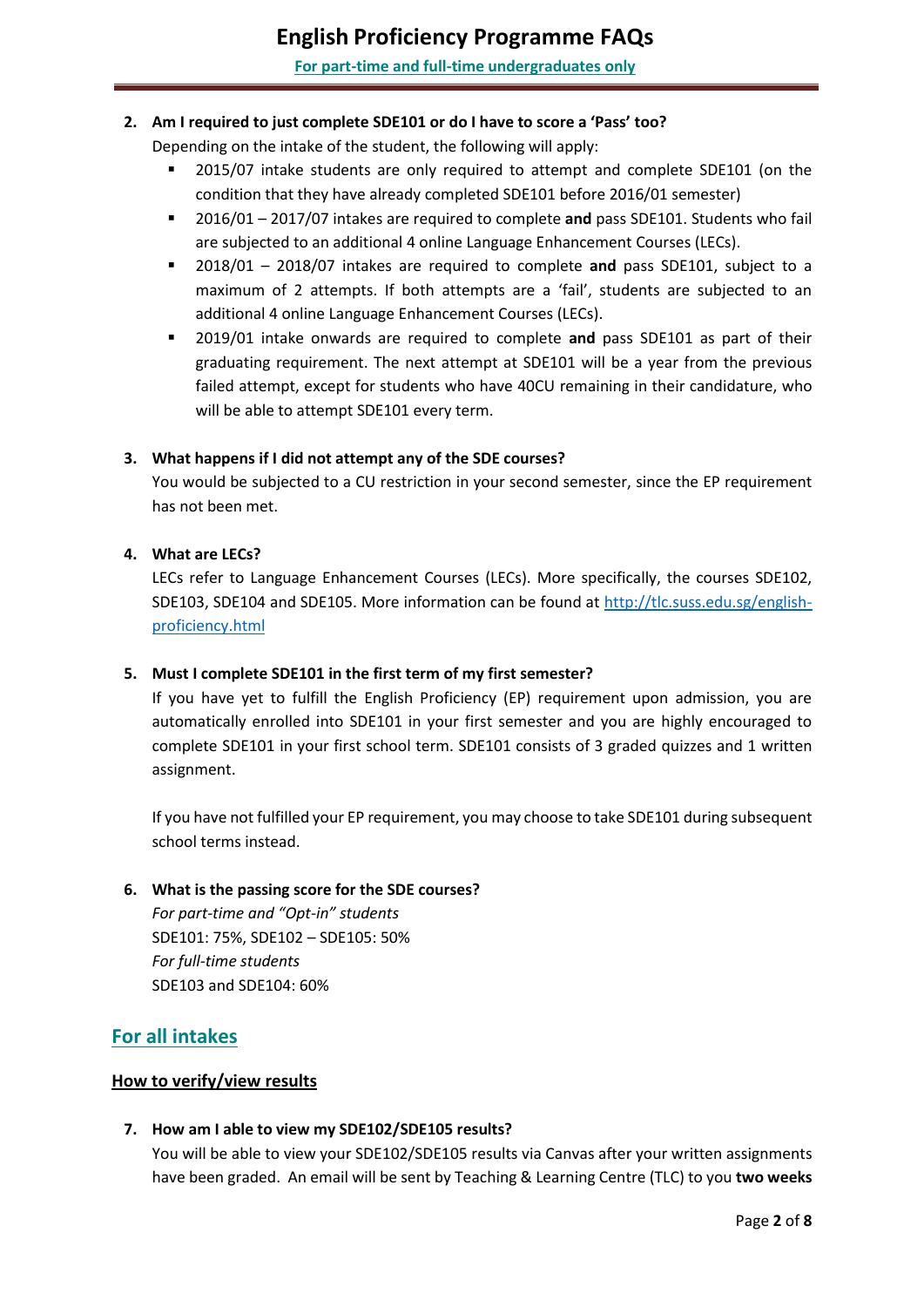2. **Am I required to just complete SDE101 or do I have to score a 'Pass' too?**
   Depending on the intake of the student, the following will apply:
   - 2015/07 intake students are only required to attempt and complete SDE101 (on the condition that they have already completed SDE101 before 2016/01 semester)
   - 2016/01 – 2017/07 intakes are required to complete **and** pass SDE101. Students who fail are subjected to an additional 4 online Language Enhancement Courses (LECs).
   - 2018/01 – 2018/07 intakes are required to complete **and** pass SDE101, subject to a maximum of 2 attempts. If both attempts are a 'fail', students are subjected to an additional 4 online Language Enhancement Courses (LECs).
   - 2019/01 intake onwards are required to complete **and** pass SDE101 as part of their graduating requirement. The next attempt at SDE101 will be a year from the previous failed attempt, except for students who have 40CU remaining in their candidature, who will be able to attempt SDE101 every term.

3. **What happens if I did not attempt any of the SDE courses?**
   You would be subjected to a CU restriction in your second semester, since the EP requirement has not been met.

4. **What are LECs?**
   LECs refer to Language Enhancement Courses (LECs). More specifically, the courses SDE102, SDE103, SDE104 and SDE105. More information can be found at [http://tlc.suss.edu.sg/english-proficiency.html](http://tlc.suss.edu.sg/english-proficiency.html)

5. **Must I complete SDE101 in the first term of my first semester?**
   If you have yet to fulfill the English Proficiency (EP) requirement upon admission, you are automatically enrolled into SDE101 in your first semester and you are highly encouraged to complete SDE101 in your first school term. SDE101 consists of 3 graded quizzes and 1 written assignment.

   If you have not fulfilled your EP requirement, you may choose to take SDE101 during subsequent school terms instead.

6. **What is the passing score for the SDE courses?**
   *For part-time and "Opt-in" students*
   SDE101: 75%, SDE102 – SDE105: 50%
   *For full-time students*
   SDE103 and SDE104: 60%

## For all intakes

### How to verify/view results

7. **How am I able to view my SDE102/SDE105 results?**
   You will be able to view your SDE102/SDE105 results via Canvas after your written assignments have been graded. An email will be sent by Teaching & Learning Centre (TLC) to you **two weeks**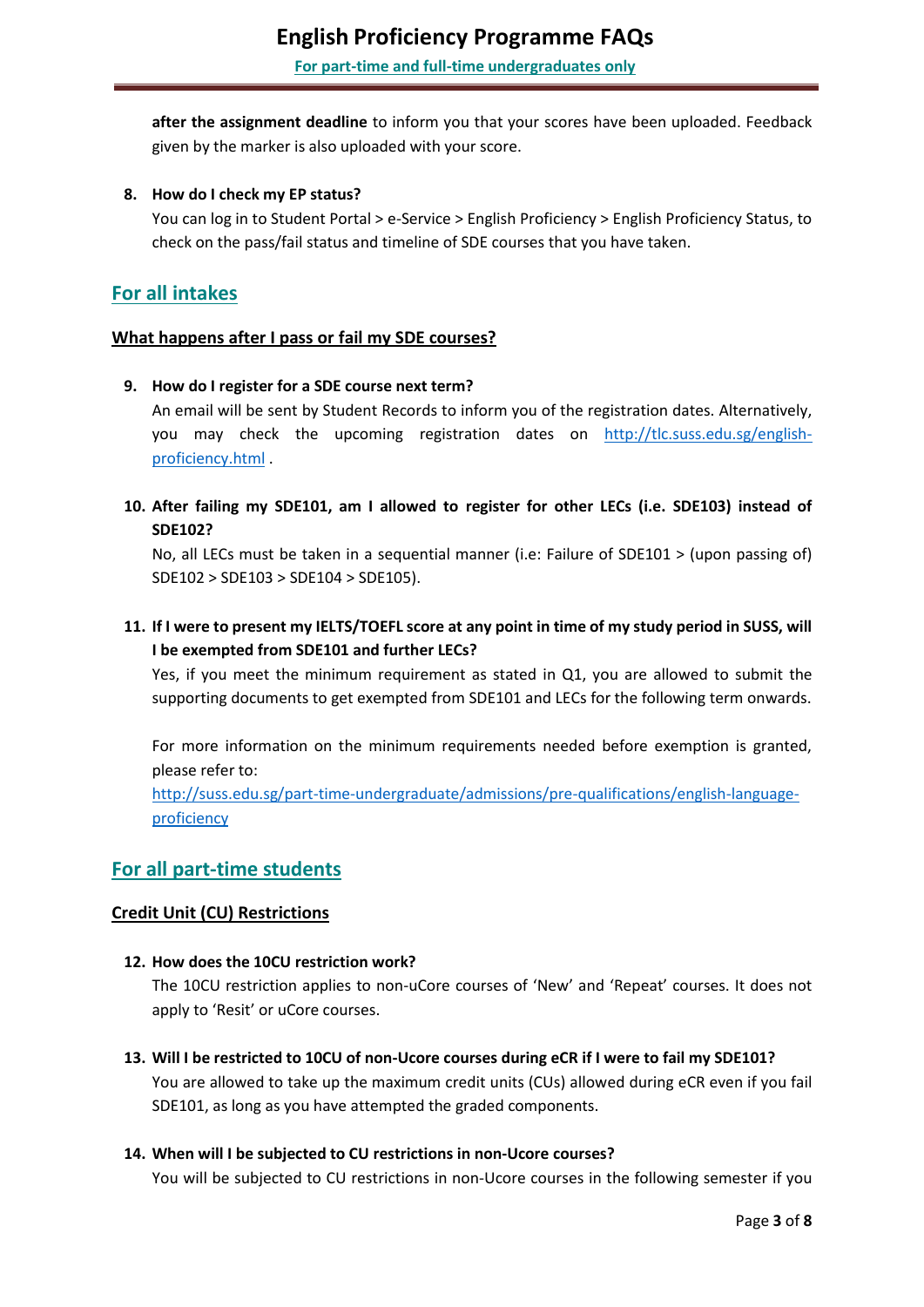**after the assignment deadline** to inform you that your scores have been uploaded. Feedback given by the marker is also uploaded with your score.

8. **How do I check my EP status?**
   You can log in to Student Portal > e-Service > English Proficiency > English Proficiency Status, to check on the pass/fail status and timeline of SDE courses that you have taken.

## For all intakes

### What happens after I pass or fail my SDE courses?

9. **How do I register for a SDE course next term?**
   An email will be sent by Student Records to inform you of the registration dates. Alternatively, you may check the upcoming registration dates on [http://tlc.suss.edu.sg/english-proficiency.html](http://tlc.suss.edu.sg/english-proficiency.html) .

10. **After failing my SDE101, am I allowed to register for other LECs (i.e. SDE103) instead of SDE102?**
    No, all LECs must be taken in a sequential manner (i.e: Failure of SDE101 > (upon passing of) SDE102 > SDE103 > SDE104 > SDE105).

11. **If I were to present my IELTS/TOEFL score at any point in time of my study period in SUSS, will I be exempted from SDE101 and further LECs?**
    Yes, if you meet the minimum requirement as stated in Q1, you are allowed to submit the supporting documents to get exempted from SDE101 and LECs for the following term onwards.

    For more information on the minimum requirements needed before exemption is granted, please refer to:
    [http://suss.edu.sg/part-time-undergraduate/admissions/pre-qualifications/english-language-proficiency](http://suss.edu.sg/part-time-undergraduate/admissions/pre-qualifications/english-language-proficiency)

## For all part-time students

### Credit Unit (CU) Restrictions

12. **How does the 10CU restriction work?**
    The 10CU restriction applies to non-uCore courses of 'New' and 'Repeat' courses. It does not apply to 'Resit' or uCore courses.

13. **Will I be restricted to 10CU of non-Ucore courses during eCR if I were to fail my SDE101?**
    You are allowed to take up the maximum credit units (CUs) allowed during eCR even if you fail SDE101, as long as you have attempted the graded components.

14. **When will I be subjected to CU restrictions in non-Ucore courses?**
    You will be subjected to CU restrictions in non-Ucore courses in the following semester if you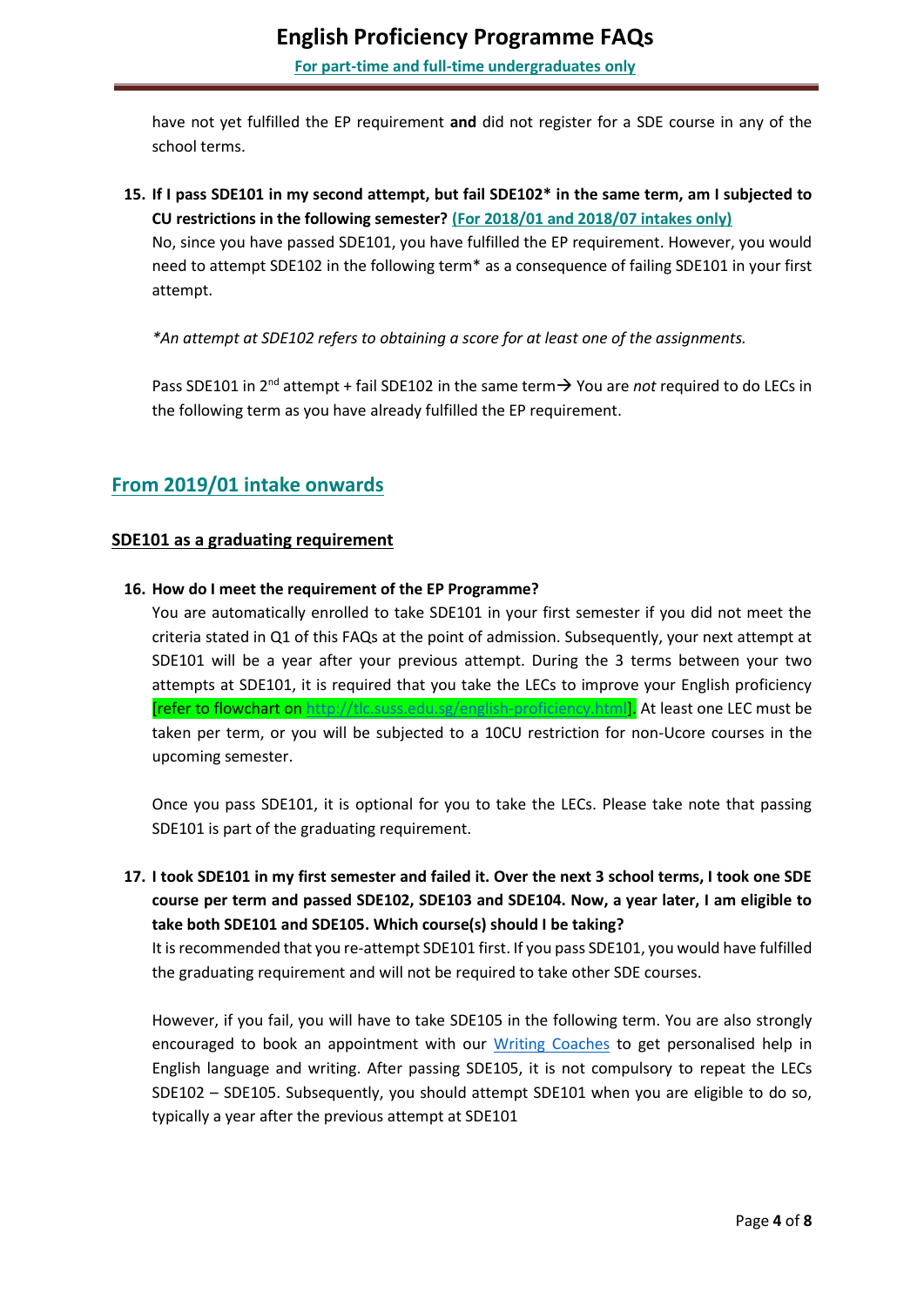have not yet fulfilled the EP requirement **and** did not register for a SDE course in any of the school terms.

15. **If I pass SDE101 in my second attempt, but fail SDE102* in the same term, am I subjected to CU restrictions in the following semester? (For 2018/01 and 2018/07 intakes only)**

    No, since you have passed SDE101, you have fulfilled the EP requirement. However, you would need to attempt SDE102 in the following term* as a consequence of failing SDE101 in your first attempt.

    *\*An attempt at SDE102 refers to obtaining a score for at least one of the assignments.*

    Pass SDE101 in 2nd attempt + fail SDE102 in the same term→ You are *not* required to do LECs in the following term as you have already fulfilled the EP requirement.

## From 2019/01 intake onwards

### SDE101 as a graduating requirement

16. **How do I meet the requirement of the EP Programme?**

    You are automatically enrolled to take SDE101 in your first semester if you did not meet the criteria stated in Q1 of this FAQs at the point of admission. Subsequently, your next attempt at SDE101 will be a year after your previous attempt. During the 3 terms between your two attempts at SDE101, it is required that you take the LECs to improve your English proficiency [refer to flowchart on http://tlc.suss.edu.sg/english-proficiency.html]. At least one LEC must be taken per term, or you will be subjected to a 10CU restriction for non-Ucore courses in the upcoming semester.

    Once you pass SDE101, it is optional for you to take the LECs. Please take note that passing SDE101 is part of the graduating requirement.

17. **I took SDE101 in my first semester and failed it. Over the next 3 school terms, I took one SDE course per term and passed SDE102, SDE103 and SDE104. Now, a year later, I am eligible to take both SDE101 and SDE105. Which course(s) should I be taking?**

    It is recommended that you re-attempt SDE101 first. If you pass SDE101, you would have fulfilled the graduating requirement and will not be required to take other SDE courses.

    However, if you fail, you will have to take SDE105 in the following term. You are also strongly encouraged to book an appointment with our Writing Coaches to get personalised help in English language and writing. After passing SDE105, it is not compulsory to repeat the LECs SDE102 – SDE105. Subsequently, you should attempt SDE101 when you are eligible to do so, typically a year after the previous attempt at SDE101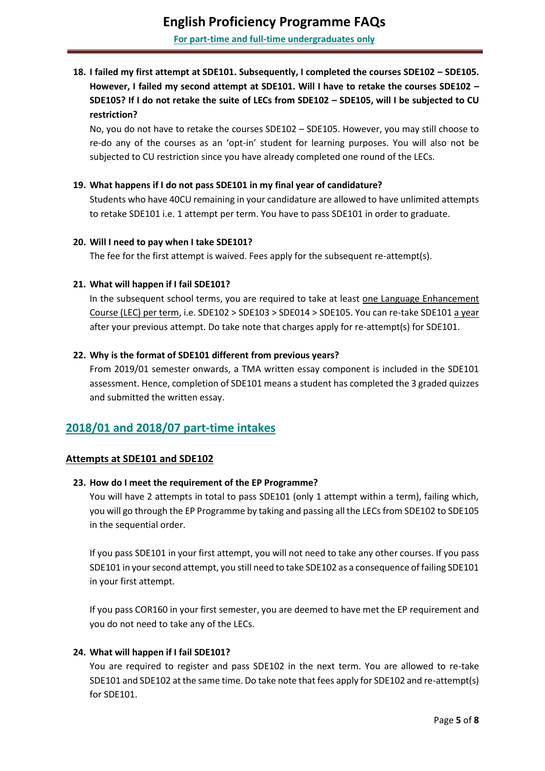**18. I failed my first attempt at SDE101. Subsequently, I completed the courses SDE102 – SDE105. However, I failed my second attempt at SDE101. Will I have to retake the courses SDE102 – SDE105? If I do not retake the suite of LECs from SDE102 – SDE105, will I be subjected to CU restriction?**

No, you do not have to retake the courses SDE102 – SDE105. However, you may still choose to re-do any of the courses as an 'opt-in' student for learning purposes. You will also not be subjected to CU restriction since you have already completed one round of the LECs.

**19. What happens if I do not pass SDE101 in my final year of candidature?**

Students who have 40CU remaining in your candidature are allowed to have unlimited attempts to retake SDE101 i.e. 1 attempt per term. You have to pass SDE101 in order to graduate.

**20. Will I need to pay when I take SDE101?**

The fee for the first attempt is waived. Fees apply for the subsequent re-attempt(s).

**21. What will happen if I fail SDE101?**

In the subsequent school terms, you are required to take at least <u>one Language Enhancement Course (LEC) per term</u>, i.e. SDE102 > SDE103 > SDE014 > SDE105. You can re-take SDE101 <u>a year</u> after your previous attempt. Do take note that charges apply for re-attempt(s) for SDE101.

**22. Why is the format of SDE101 different from previous years?**

From 2019/01 semester onwards, a TMA written essay component is included in the SDE101 assessment. Hence, completion of SDE101 means a student has completed the 3 graded quizzes and submitted the written essay.

## 2018/01 and 2018/07 part-time intakes

### Attempts at SDE101 and SDE102

**23. How do I meet the requirement of the EP Programme?**

You will have 2 attempts in total to pass SDE101 (only 1 attempt within a term), failing which, you will go through the EP Programme by taking and passing all the LECs from SDE102 to SDE105 in the sequential order.

If you pass SDE101 in your first attempt, you will not need to take any other courses. If you pass SDE101 in your second attempt, you still need to take SDE102 as a consequence of failing SDE101 in your first attempt.

If you pass COR160 in your first semester, you are deemed to have met the EP requirement and you do not need to take any of the LECs.

**24. What will happen if I fail SDE101?**

You are required to register and pass SDE102 in the next term. You are allowed to re-take SDE101 and SDE102 at the same time. Do take note that fees apply for SDE102 and re-attempt(s) for SDE101.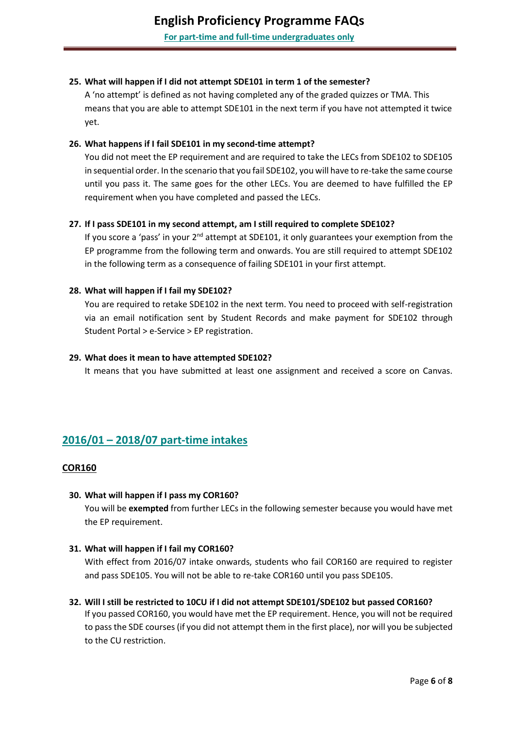**25. What will happen if I did not attempt SDE101 in term 1 of the semester?**

A 'no attempt' is defined as not having completed any of the graded quizzes or TMA. This means that you are able to attempt SDE101 in the next term if you have not attempted it twice yet.

**26. What happens if I fail SDE101 in my second-time attempt?**

You did not meet the EP requirement and are required to take the LECs from SDE102 to SDE105 in sequential order. In the scenario that you fail SDE102, you will have to re-take the same course until you pass it. The same goes for the other LECs. You are deemed to have fulfilled the EP requirement when you have completed and passed the LECs.

**27. If I pass SDE101 in my second attempt, am I still required to complete SDE102?**

If you score a 'pass' in your 2nd attempt at SDE101, it only guarantees your exemption from the EP programme from the following term and onwards. You are still required to attempt SDE102 in the following term as a consequence of failing SDE101 in your first attempt.

**28. What will happen if I fail my SDE102?**

You are required to retake SDE102 in the next term. You need to proceed with self-registration via an email notification sent by Student Records and make payment for SDE102 through Student Portal > e-Service > EP registration.

**29. What does it mean to have attempted SDE102?**

It means that you have submitted at least one assignment and received a score on Canvas.

## 2016/01 – 2018/07 part-time intakes

### COR160

**30. What will happen if I pass my COR160?**

You will be **exempted** from further LECs in the following semester because you would have met the EP requirement.

**31. What will happen if I fail my COR160?**

With effect from 2016/07 intake onwards, students who fail COR160 are required to register and pass SDE105. You will not be able to re-take COR160 until you pass SDE105.

**32. Will I still be restricted to 10CU if I did not attempt SDE101/SDE102 but passed COR160?**

If you passed COR160, you would have met the EP requirement. Hence, you will not be required to pass the SDE courses (if you did not attempt them in the first place), nor will you be subjected to the CU restriction.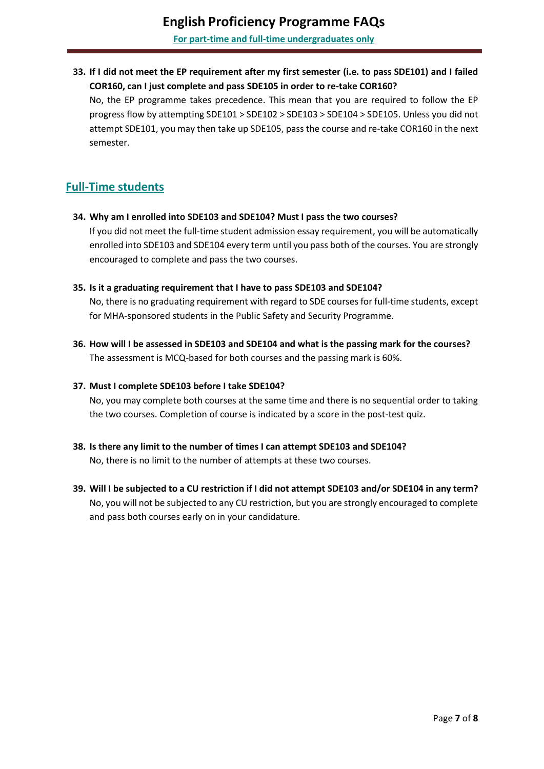33. **If I did not meet the EP requirement after my first semester (i.e. to pass SDE101) and I failed COR160, can I just complete and pass SDE105 in order to re-take COR160?**

    No, the EP programme takes precedence. This mean that you are required to follow the EP progress flow by attempting SDE101 > SDE102 > SDE103 > SDE104 > SDE105. Unless you did not attempt SDE101, you may then take up SDE105, pass the course and re-take COR160 in the next semester.

## Full-Time students

34. **Why am I enrolled into SDE103 and SDE104? Must I pass the two courses?**

    If you did not meet the full-time student admission essay requirement, you will be automatically enrolled into SDE103 and SDE104 every term until you pass both of the courses. You are strongly encouraged to complete and pass the two courses.

35. **Is it a graduating requirement that I have to pass SDE103 and SDE104?**

    No, there is no graduating requirement with regard to SDE courses for full-time students, except for MHA-sponsored students in the Public Safety and Security Programme.

36. **How will I be assessed in SDE103 and SDE104 and what is the passing mark for the courses?**

    The assessment is MCQ-based for both courses and the passing mark is 60%.

37. **Must I complete SDE103 before I take SDE104?**

    No, you may complete both courses at the same time and there is no sequential order to taking the two courses. Completion of course is indicated by a score in the post-test quiz.

38. **Is there any limit to the number of times I can attempt SDE103 and SDE104?**

    No, there is no limit to the number of attempts at these two courses.

39. **Will I be subjected to a CU restriction if I did not attempt SDE103 and/or SDE104 in any term?**

    No, you will not be subjected to any CU restriction, but you are strongly encouraged to complete and pass both courses early on in your candidature.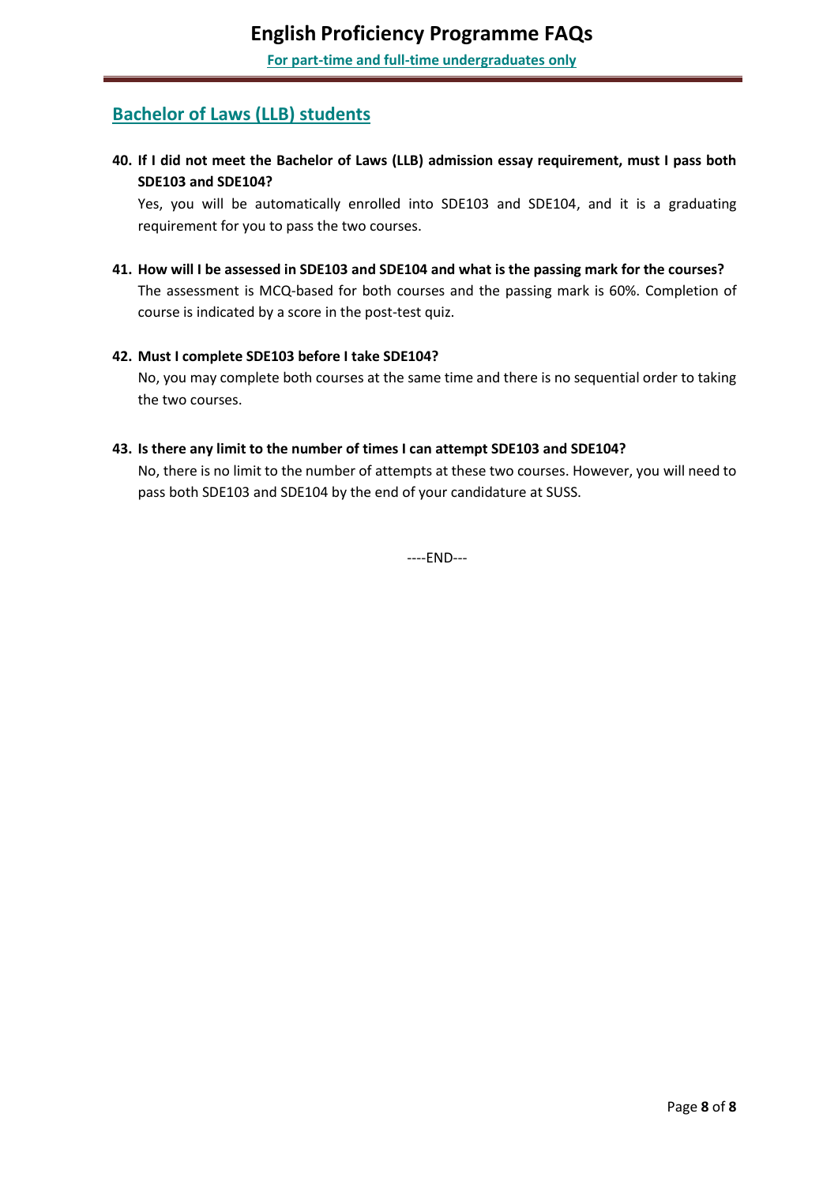## Bachelor of Laws (LLB) students

**40. If I did not meet the Bachelor of Laws (LLB) admission essay requirement, must I pass both SDE103 and SDE104?**

Yes, you will be automatically enrolled into SDE103 and SDE104, and it is a graduating requirement for you to pass the two courses.

**41. How will I be assessed in SDE103 and SDE104 and what is the passing mark for the courses?**

The assessment is MCQ-based for both courses and the passing mark is 60%. Completion of course is indicated by a score in the post-test quiz.

**42. Must I complete SDE103 before I take SDE104?**

No, you may complete both courses at the same time and there is no sequential order to taking the two courses.

**43. Is there any limit to the number of times I can attempt SDE103 and SDE104?**

No, there is no limit to the number of attempts at these two courses. However, you will need to pass both SDE103 and SDE104 by the end of your candidature at SUSS.

----END---